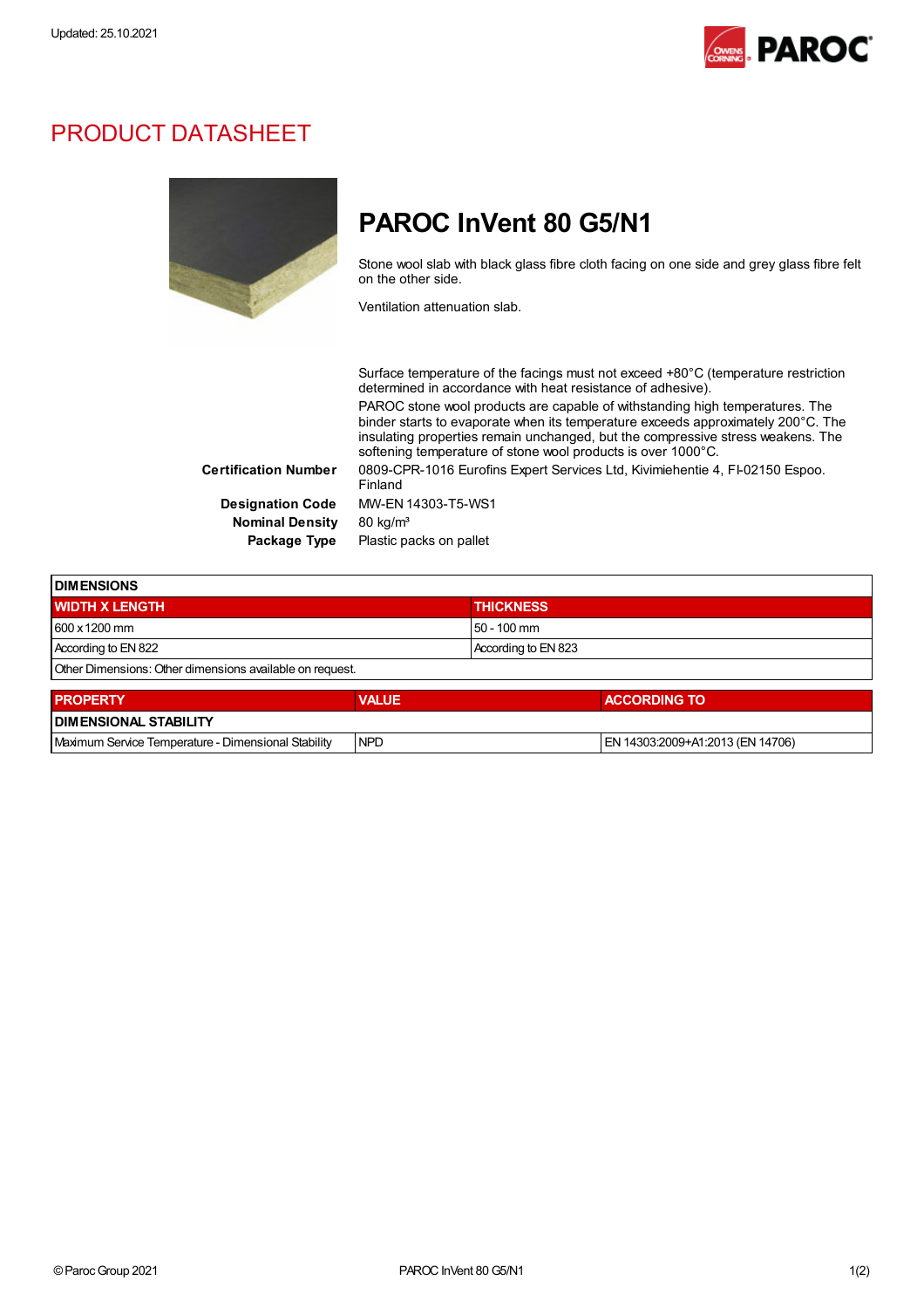Updated: 25.10.2021

# PRODUCT DATASHEET

## PAROC InVent 80 G5/N1

Stone wool slab with black glass fibre cloth facing on one side and grey glass fibre felt on the other side.

Ventilation attenuation slab.

Surface temperature of the facings must not exceed +80°C (temperature restriction determined in accordance with heat resistance of adhesive).

PAROC stone wool products are capable of withstanding high temperatures. The binder starts to evaporate when its temperature exceeds approximately 200°C. The insulating properties remain unchanged, but the compressive stress weakens. The softening temperature of stone wool products is over 1000°C.

**Certification Number** 0809-CPR-1016 Eurofins Expert Services Ltd, Kivimiehentie 4, FI-02150 Espoo. Finland

**Designation Code** MW-EN 14303-T5-WS1

**Nominal Density** 80 kg/m³

**Package Type** Plastic packs on pallet

| DIMENSIONS | |
|---|---|
| **WIDTH X LENGTH** | **THICKNESS** |
| 600 x 1200 mm | 50 - 100 mm |
| According to EN 822 | According to EN 823 |
| Other Dimensions: Other dimensions available on request. | |

| PROPERTY | VALUE | ACCORDING TO |
|---|---|---|
| **DIMENSIONAL STABILITY** | | |
| Maximum Service Temperature - Dimensional Stability | NPD | EN 14303:2009+A1:2013 (EN 14706) |

© Paroc Group 2021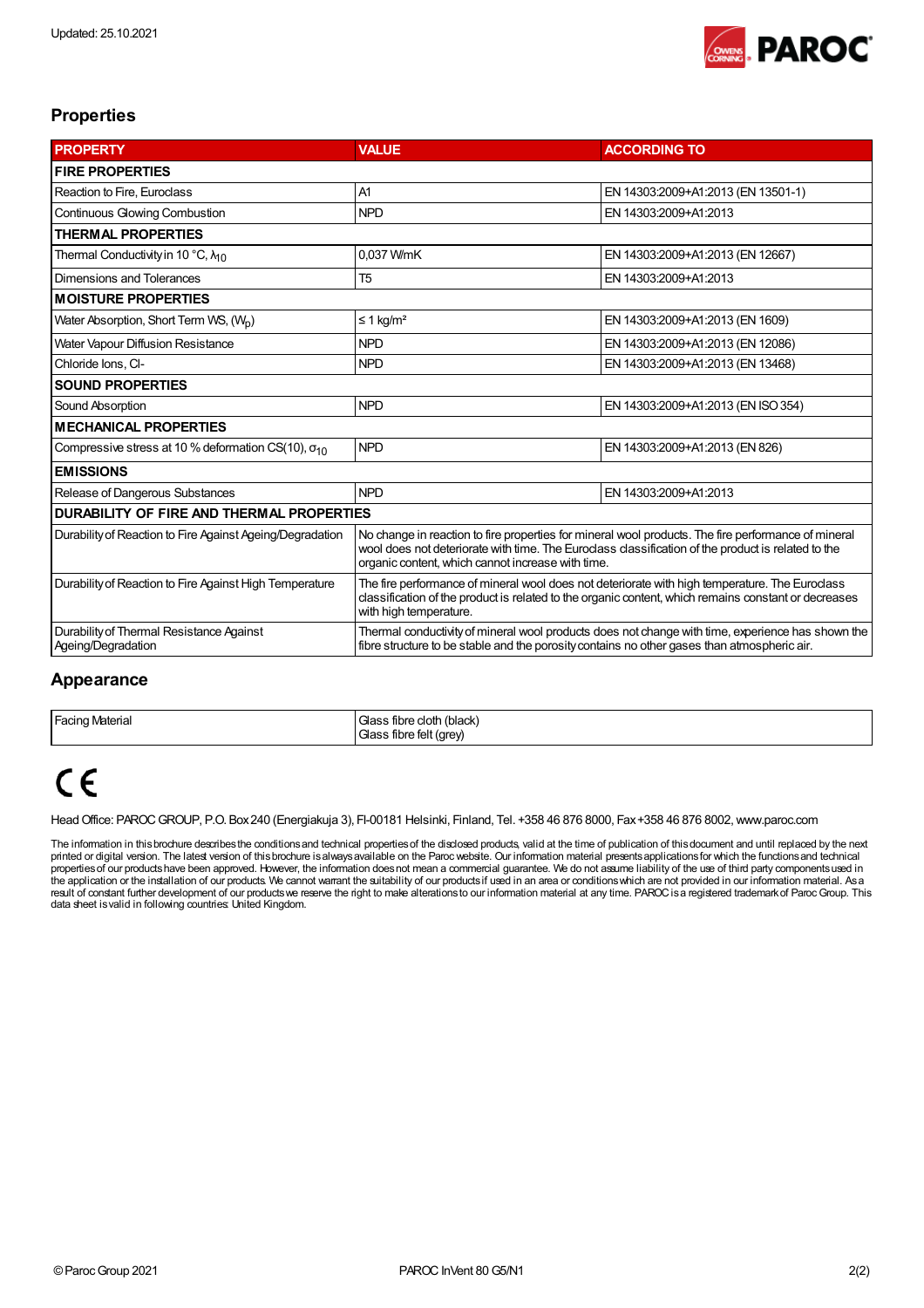Updated: 25.10.2021

## Properties

| PROPERTY | VALUE | ACCORDING TO |
|---|---|---|
| **FIRE PROPERTIES** | | |
| Reaction to Fire, Euroclass | A1 | EN 14303:2009+A1:2013 (EN 13501-1) |
| Continuous Glowing Combustion | NPD | EN 14303:2009+A1:2013 |
| **THERMAL PROPERTIES** | | |
| Thermal Conductivity in 10 °C, $\lambda_{10}$ | 0,037 W/mK | EN 14303:2009+A1:2013 (EN 12667) |
| Dimensions and Tolerances | T5 | EN 14303:2009+A1:2013 |
| **MOISTURE PROPERTIES** | | |
| Water Absorption, Short Term WS, ($W_p$) | ≤ 1 kg/m² | EN 14303:2009+A1:2013 (EN 1609) |
| Water Vapour Diffusion Resistance | NPD | EN 14303:2009+A1:2013 (EN 12086) |
| Chloride Ions, Cl- | NPD | EN 14303:2009+A1:2013 (EN 13468) |
| **SOUND PROPERTIES** | | |
| Sound Absorption | NPD | EN 14303:2009+A1:2013 (EN ISO 354) |
| **MECHANICAL PROPERTIES** | | |
| Compressive stress at 10 % deformation CS(10), $\sigma_{10}$ | NPD | EN 14303:2009+A1:2013 (EN 826) |
| **EMISSIONS** | | |
| Release of Dangerous Substances | NPD | EN 14303:2009+A1:2013 |
| **DURABILITY OF FIRE AND THERMAL PROPERTIES** | | |
| Durability of Reaction to Fire Against Ageing/Degradation | No change in reaction to fire properties for mineral wool products. The fire performance of mineral wool does not deteriorate with time. The Euroclass classification of the product is related to the organic content, which cannot increase with time. | |
| Durability of Reaction to Fire Against High Temperature | The fire performance of mineral wool does not deteriorate with high temperature. The Euroclass classification of the product is related to the organic content, which remains constant or decreases with high temperature. | |
| Durability of Thermal Resistance Against Ageing/Degradation | Thermal conductivity of mineral wool products does not change with time, experience has shown the fibre structure to be stable and the porosity contains no other gases than atmospheric air. | |

## Appearance

| | |
|---|---|
| Facing Material | Glass fibre cloth (black)<br>Glass fibre felt (grey) |

CE

Head Office: PAROC GROUP, P.O. Box 240 (Energiakuja 3), FI-00181 Helsinki, Finland, Tel. +358 46 876 8000, Fax +358 46 876 8002, www.paroc.com

The information in this brochure describes the conditions and technical properties of the disclosed products, valid at the time of publication of this document and until replaced by the next printed or digital version. The latest version of this brochure is always available on the Paroc website. Our information material presents applications for which the functions and technical properties of our products have been approved. However, the information does not mean a commercial guarantee. We do not assume liability of the use of third party components used in the application or the installation of our products. We cannot warrant the suitability of our products if used in an area or conditions which are not provided in our information material. As a result of constant further development of our products we reserve the right to make alterations to our information material at any time. PAROC is a registered trademark of Paroc Group. This data sheet is valid in following countries: United Kingdom.

© Paroc Group 2021 PAROC InVent 80 G5/N1